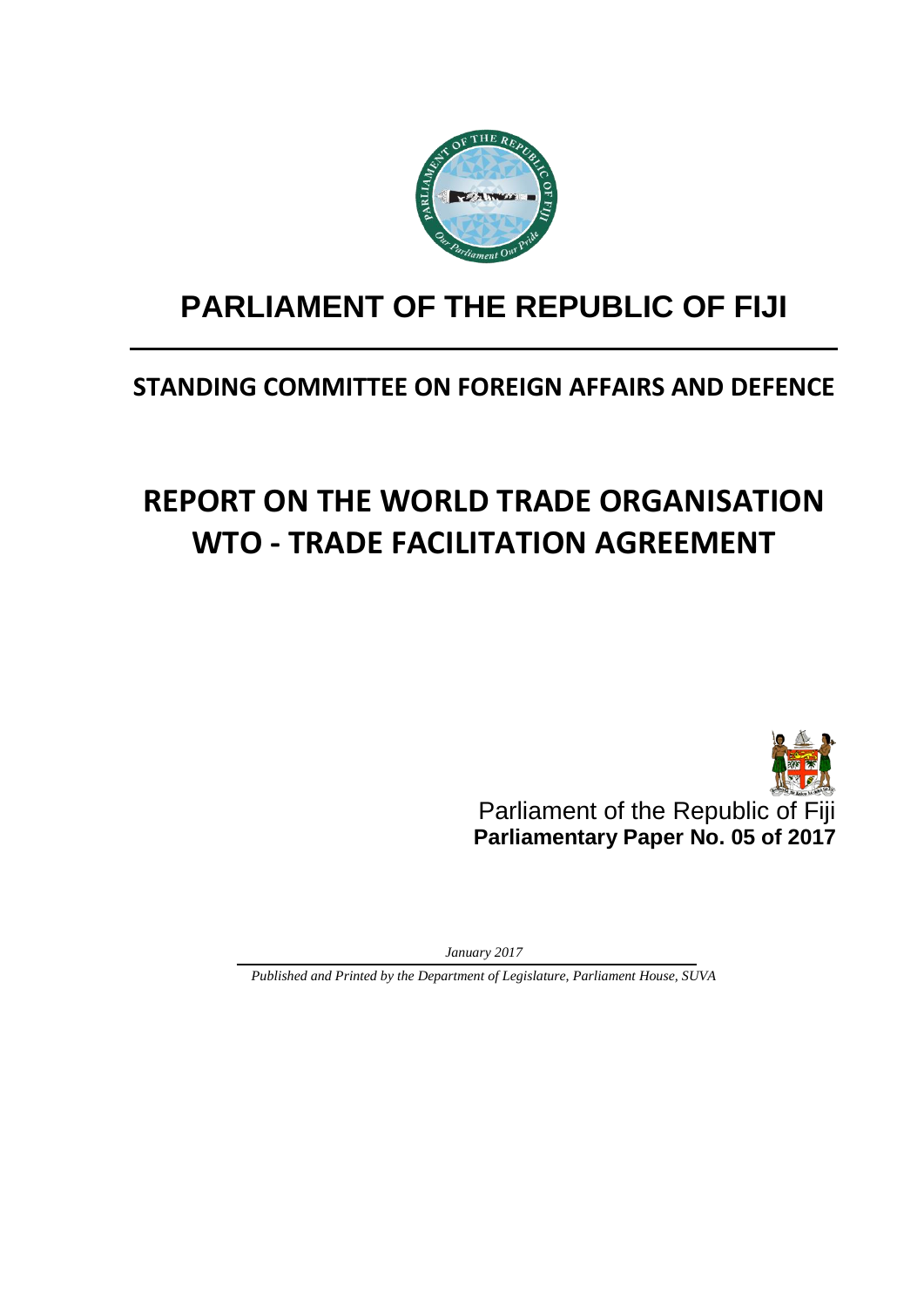# PARLIAMENT OF THE REPUBLIC OF FIJI

## STANDING COMMITTEE ON FOREIGN AFFAIRS AND DEFENCE

# REPORT ON THE WORLD TRADE ORGANISATION WTO - TRADE FACILITATION AGREEMENT

Parliament of the Republic of Fiji
**Parliamentary Paper No. 05 of 2017**

*January 2017*

*Published and Printed by the Department of Legislature, Parliament House, SUVA*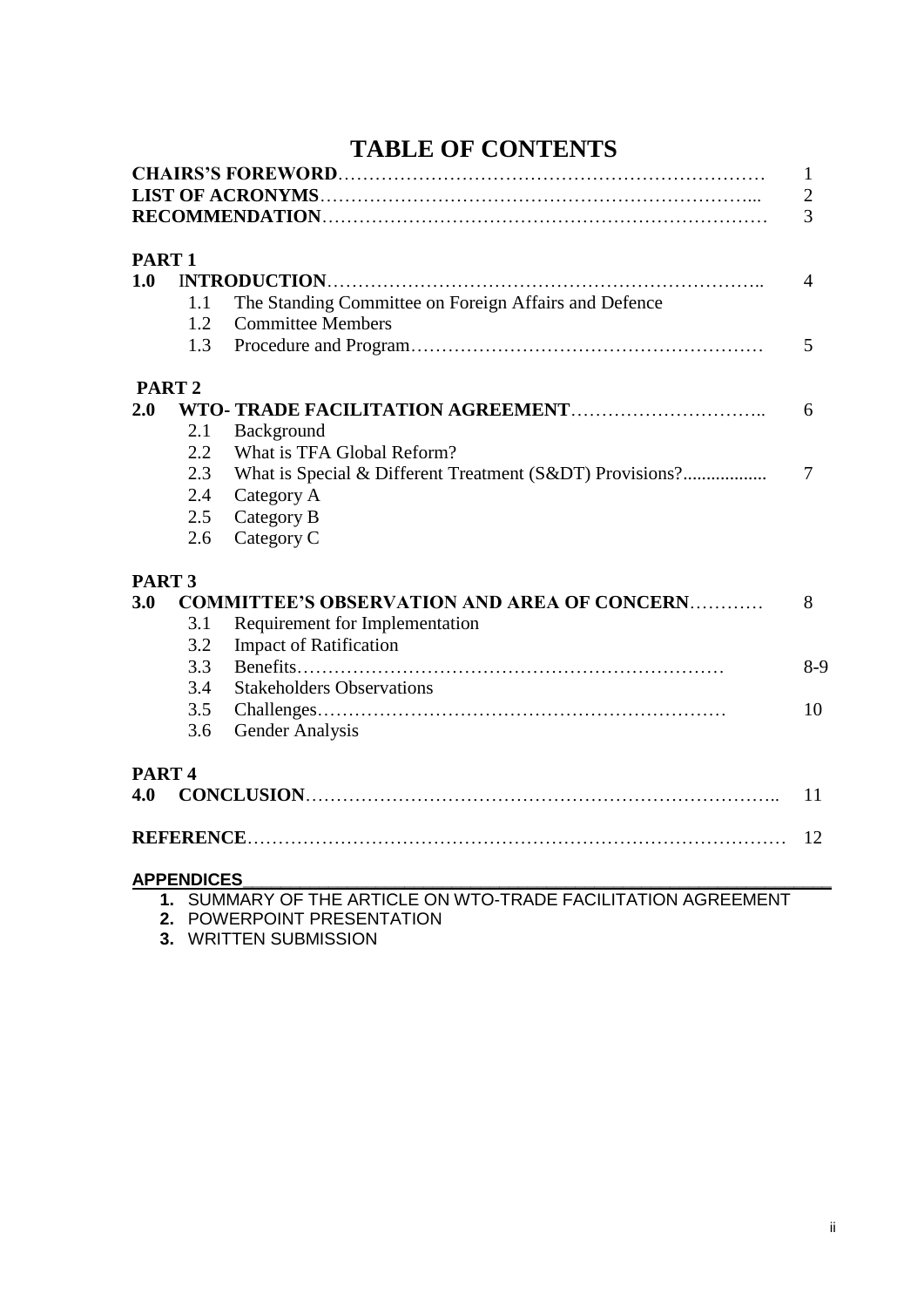# TABLE OF CONTENTS

| | | |
|---|---|---|
| **CHAIRS'S FOREWORD** | | 1 |
| **LIST OF ACRONYMS** | | 2 |
| **RECOMMENDATION** | | 3 |
| **PART 1** | | |
| **1.0** | **INTRODUCTION** | 4 |
| 1.1 | The Standing Committee on Foreign Affairs and Defence | |
| 1.2 | Committee Members | |
| 1.3 | Procedure and Program | 5 |
| **PART 2** | | |
| **2.0** | **WTO- TRADE FACILITATION AGREEMENT** | 6 |
| 2.1 | Background | |
| 2.2 | What is TFA Global Reform? | |
| 2.3 | What is Special & Different Treatment (S&DT) Provisions? | 7 |
| 2.4 | Category A | |
| 2.5 | Category B | |
| 2.6 | Category C | |
| **PART 3** | | |
| **3.0** | **COMMITTEE'S OBSERVATION AND AREA OF CONCERN** | 8 |
| 3.1 | Requirement for Implementation | |
| 3.2 | Impact of Ratification | |
| 3.3 | Benefits | 8-9 |
| 3.4 | Stakeholders Observations | |
| 3.5 | Challenges | 10 |
| 3.6 | Gender Analysis | |
| **PART 4** | | |
| **4.0** | **CONCLUSION** | 11 |
| **REFERENCE** | | 12 |

**APPENDICES**

1. SUMMARY OF THE ARTICLE ON WTO-TRADE FACILITATION AGREEMENT
2. POWERPOINT PRESENTATION
3. WRITTEN SUBMISSION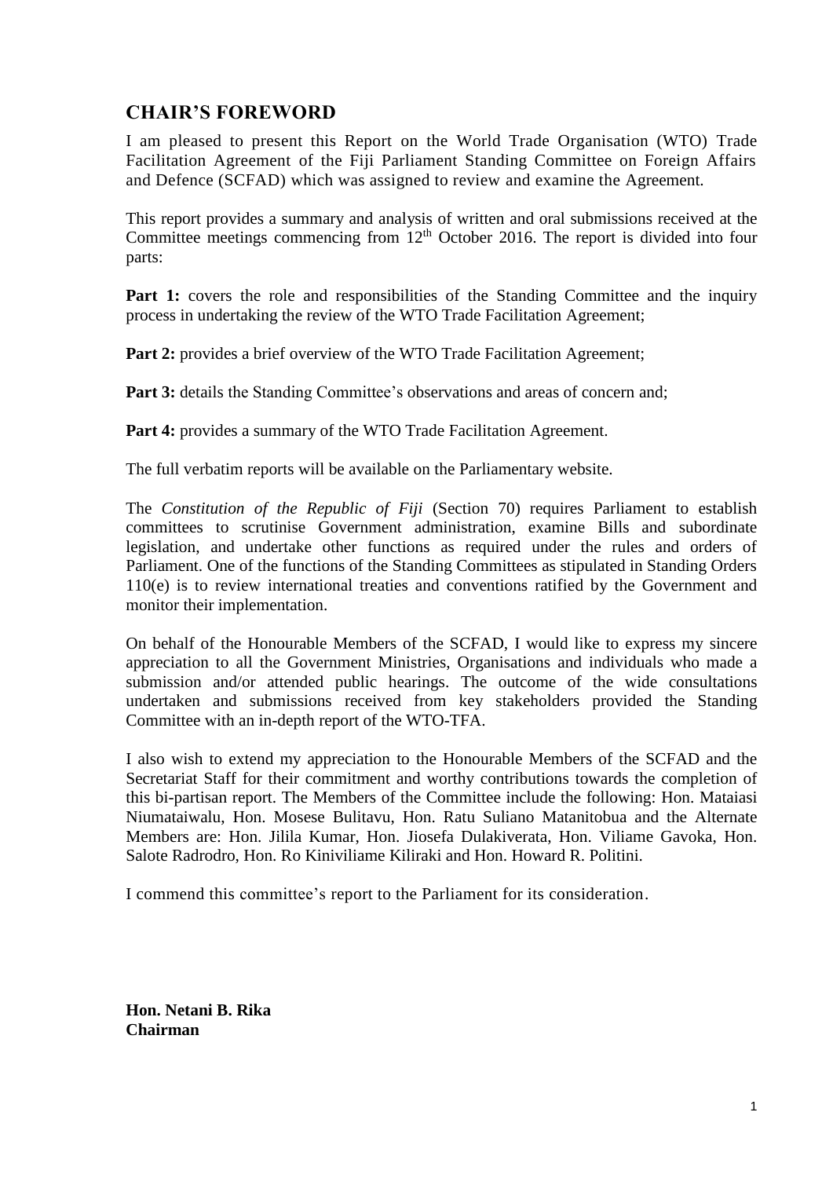## CHAIR'S FOREWORD

I am pleased to present this Report on the World Trade Organisation (WTO) Trade Facilitation Agreement of the Fiji Parliament Standing Committee on Foreign Affairs and Defence (SCFAD) which was assigned to review and examine the Agreement.

This report provides a summary and analysis of written and oral submissions received at the Committee meetings commencing from 12th October 2016. The report is divided into four parts:

**Part 1:** covers the role and responsibilities of the Standing Committee and the inquiry process in undertaking the review of the WTO Trade Facilitation Agreement;

**Part 2:** provides a brief overview of the WTO Trade Facilitation Agreement;

**Part 3:** details the Standing Committee's observations and areas of concern and;

**Part 4:** provides a summary of the WTO Trade Facilitation Agreement.

The full verbatim reports will be available on the Parliamentary website.

The *Constitution of the Republic of Fiji* (Section 70) requires Parliament to establish committees to scrutinise Government administration, examine Bills and subordinate legislation, and undertake other functions as required under the rules and orders of Parliament. One of the functions of the Standing Committees as stipulated in Standing Orders 110(e) is to review international treaties and conventions ratified by the Government and monitor their implementation.

On behalf of the Honourable Members of the SCFAD, I would like to express my sincere appreciation to all the Government Ministries, Organisations and individuals who made a submission and/or attended public hearings. The outcome of the wide consultations undertaken and submissions received from key stakeholders provided the Standing Committee with an in-depth report of the WTO-TFA.

I also wish to extend my appreciation to the Honourable Members of the SCFAD and the Secretariat Staff for their commitment and worthy contributions towards the completion of this bi-partisan report. The Members of the Committee include the following: Hon. Mataiasi Niumataiwalu, Hon. Mosese Bulitavu, Hon. Ratu Suliano Matanitobua and the Alternate Members are: Hon. Jilila Kumar, Hon. Jiosefa Dulakiverata, Hon. Viliame Gavoka, Hon. Salote Radrodro, Hon. Ro Kiniviliame Kiliraki and Hon. Howard R. Politini.

I commend this committee's report to the Parliament for its consideration.

**Hon. Netani B. Rika**
**Chairman**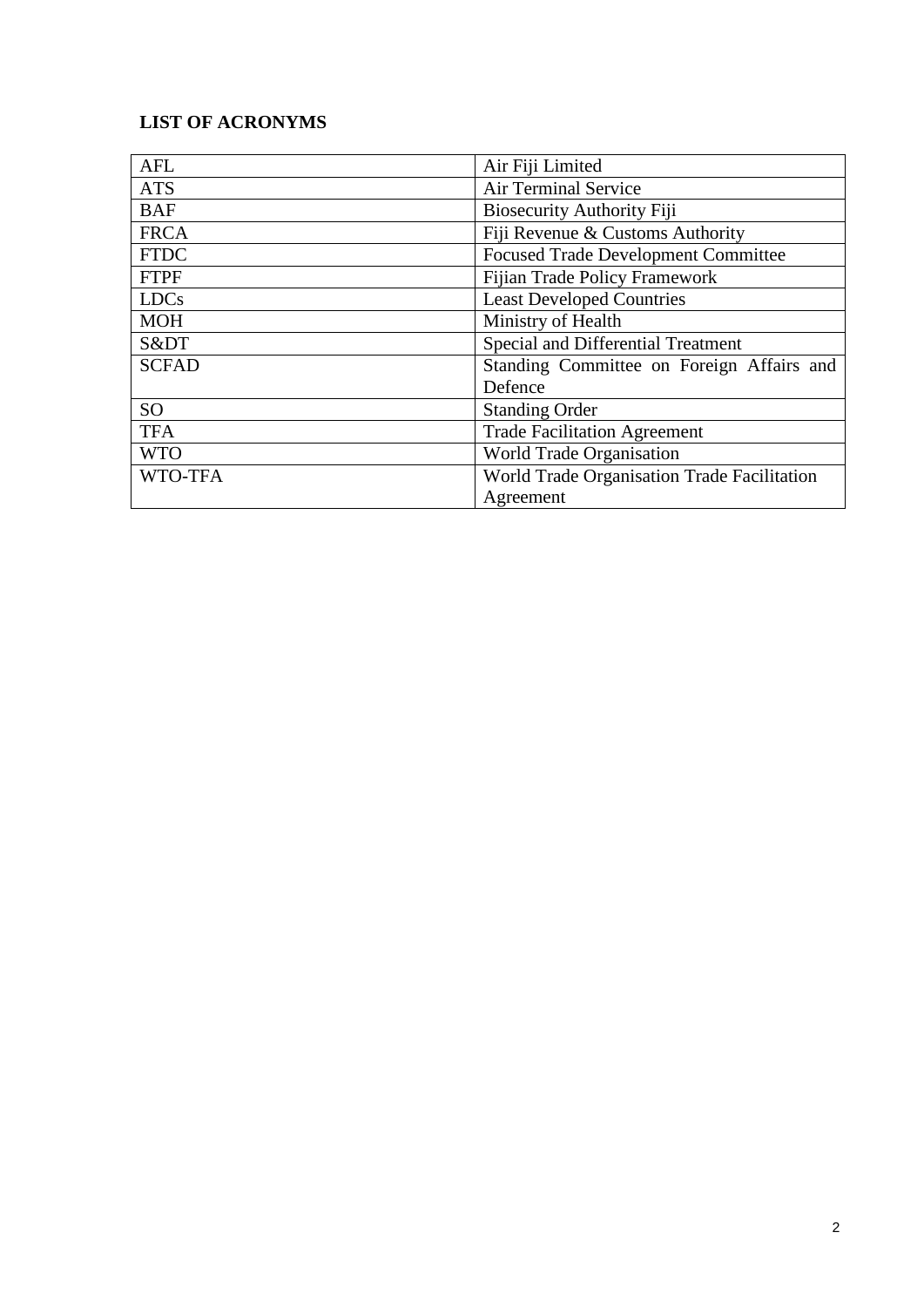**LIST OF ACRONYMS**

| | |
|---|---|
| AFL | Air Fiji Limited |
| ATS | Air Terminal Service |
| BAF | Biosecurity Authority Fiji |
| FRCA | Fiji Revenue & Customs Authority |
| FTDC | Focused Trade Development Committee |
| FTPF | Fijian Trade Policy Framework |
| LDCs | Least Developed Countries |
| MOH | Ministry of Health |
| S&DT | Special and Differential Treatment |
| SCFAD | Standing Committee on Foreign Affairs and Defence |
| SO | Standing Order |
| TFA | Trade Facilitation Agreement |
| WTO | World Trade Organisation |
| WTO-TFA | World Trade Organisation Trade Facilitation Agreement |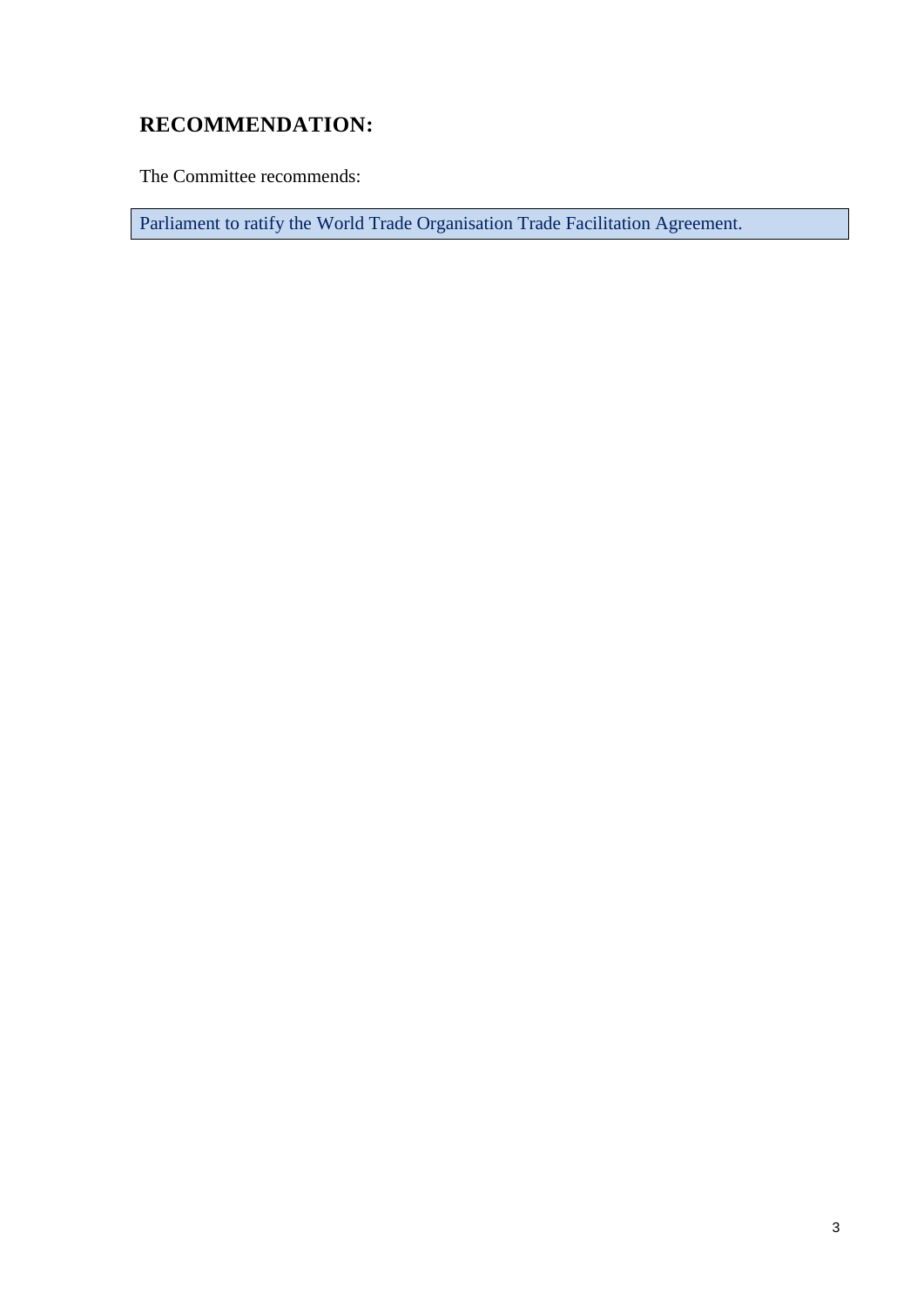## RECOMMENDATION:

The Committee recommends:

Parliament to ratify the World Trade Organisation Trade Facilitation Agreement.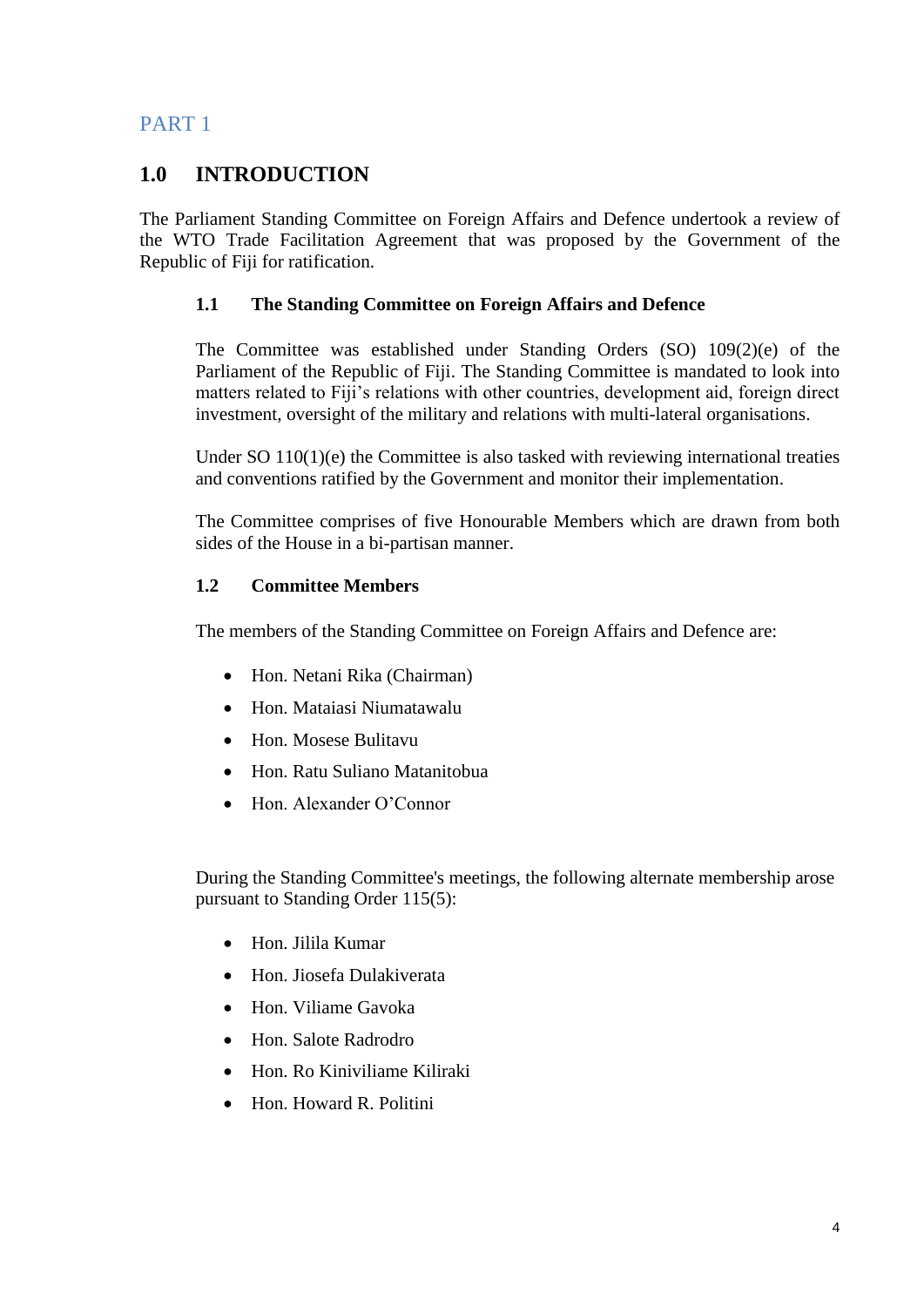PART 1

# 1.0 INTRODUCTION

The Parliament Standing Committee on Foreign Affairs and Defence undertook a review of the WTO Trade Facilitation Agreement that was proposed by the Government of the Republic of Fiji for ratification.

## 1.1 The Standing Committee on Foreign Affairs and Defence

The Committee was established under Standing Orders (SO) 109(2)(e) of the Parliament of the Republic of Fiji. The Standing Committee is mandated to look into matters related to Fiji's relations with other countries, development aid, foreign direct investment, oversight of the military and relations with multi-lateral organisations.

Under SO 110(1)(e) the Committee is also tasked with reviewing international treaties and conventions ratified by the Government and monitor their implementation.

The Committee comprises of five Honourable Members which are drawn from both sides of the House in a bi-partisan manner.

## 1.2 Committee Members

The members of the Standing Committee on Foreign Affairs and Defence are:

- Hon. Netani Rika (Chairman)
- Hon. Mataiasi Niumatawalu
- Hon. Mosese Bulitavu
- Hon. Ratu Suliano Matanitobua
- Hon. Alexander O'Connor

During the Standing Committee's meetings, the following alternate membership arose pursuant to Standing Order 115(5):

- Hon. Jilila Kumar
- Hon. Jiosefa Dulakiverata
- Hon. Viliame Gavoka
- Hon. Salote Radrodro
- Hon. Ro Kiniviliame Kiliraki
- Hon. Howard R. Politini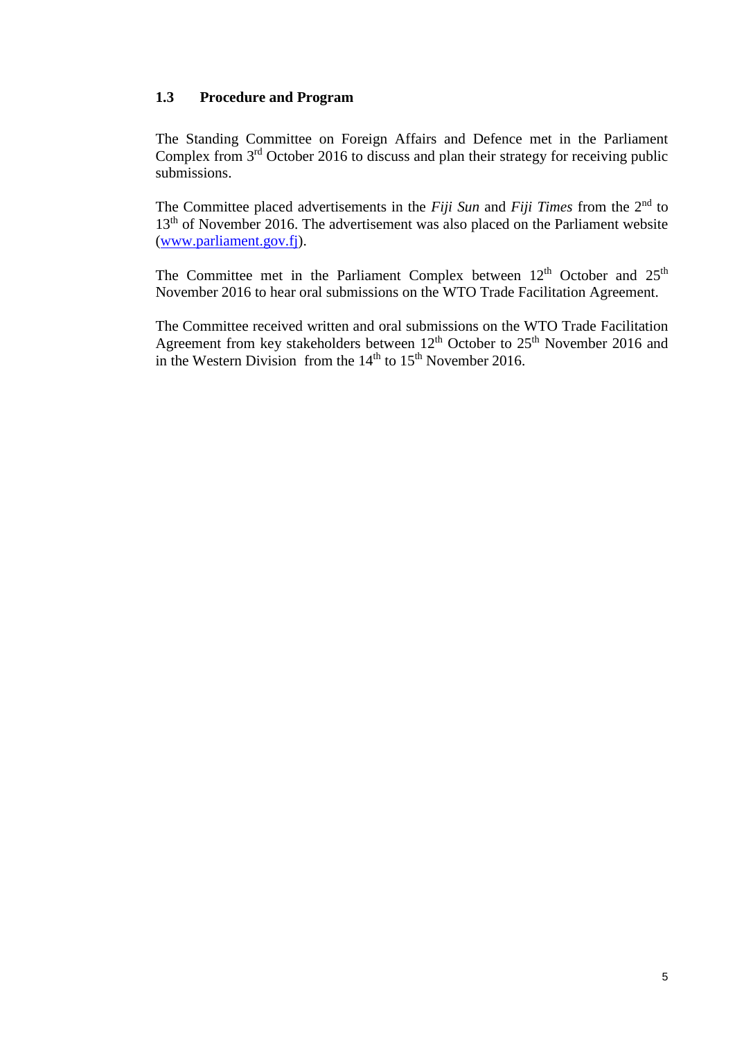### 1.3 Procedure and Program

The Standing Committee on Foreign Affairs and Defence met in the Parliament Complex from 3rd October 2016 to discuss and plan their strategy for receiving public submissions.

The Committee placed advertisements in the *Fiji Sun* and *Fiji Times* from the 2nd to 13th of November 2016. The advertisement was also placed on the Parliament website (www.parliament.gov.fj).

The Committee met in the Parliament Complex between 12th October and 25th November 2016 to hear oral submissions on the WTO Trade Facilitation Agreement.

The Committee received written and oral submissions on the WTO Trade Facilitation Agreement from key stakeholders between 12th October to 25th November 2016 and in the Western Division from the 14th to 15th November 2016.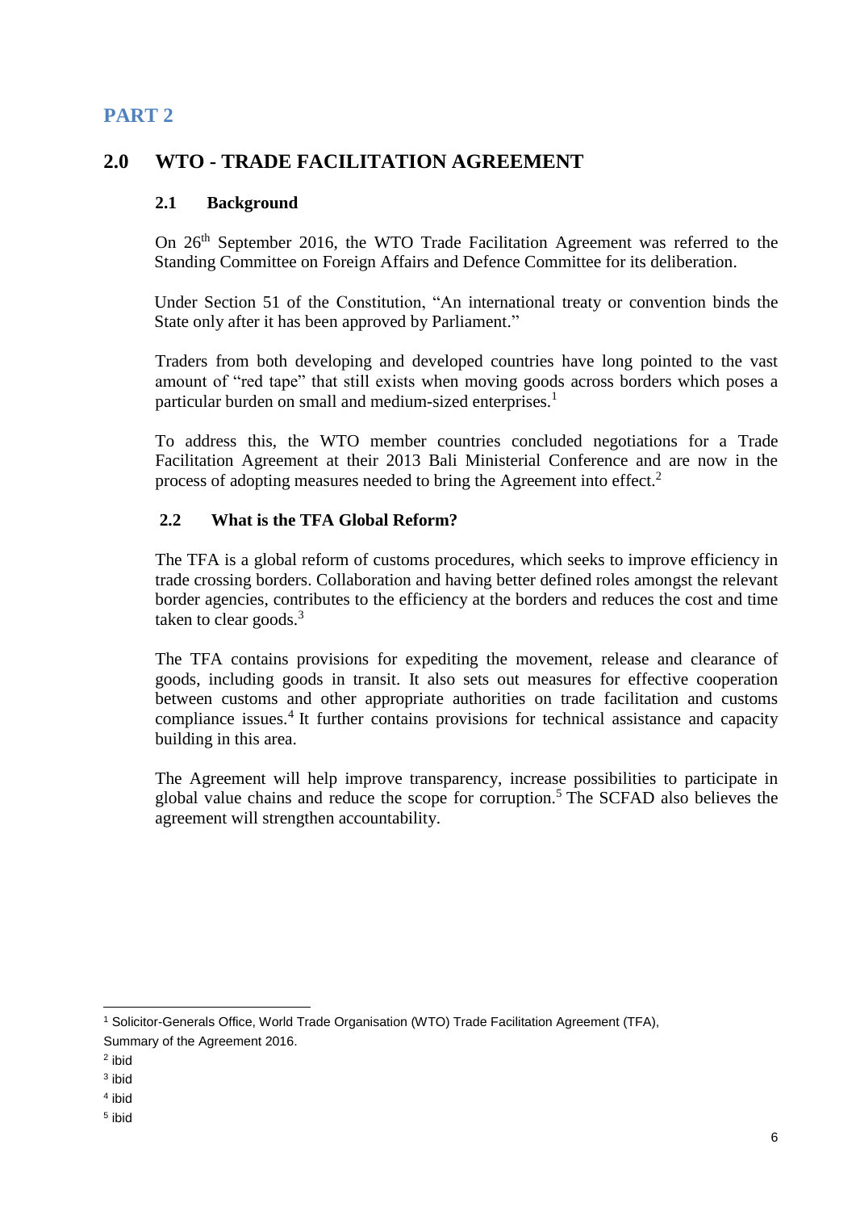## PART 2

## 2.0 WTO - TRADE FACILITATION AGREEMENT

### 2.1 Background

On 26th September 2016, the WTO Trade Facilitation Agreement was referred to the Standing Committee on Foreign Affairs and Defence Committee for its deliberation.

Under Section 51 of the Constitution, "An international treaty or convention binds the State only after it has been approved by Parliament."

Traders from both developing and developed countries have long pointed to the vast amount of "red tape" that still exists when moving goods across borders which poses a particular burden on small and medium-sized enterprises.[1]

To address this, the WTO member countries concluded negotiations for a Trade Facilitation Agreement at their 2013 Bali Ministerial Conference and are now in the process of adopting measures needed to bring the Agreement into effect.[2]

### 2.2 What is the TFA Global Reform?

The TFA is a global reform of customs procedures, which seeks to improve efficiency in trade crossing borders. Collaboration and having better defined roles amongst the relevant border agencies, contributes to the efficiency at the borders and reduces the cost and time taken to clear goods.[3]

The TFA contains provisions for expediting the movement, release and clearance of goods, including goods in transit. It also sets out measures for effective cooperation between customs and other appropriate authorities on trade facilitation and customs compliance issues.[4] It further contains provisions for technical assistance and capacity building in this area.

The Agreement will help improve transparency, increase possibilities to participate in global value chains and reduce the scope for corruption.[5] The SCFAD also believes the agreement will strengthen accountability.

---

[1] Solicitor-Generals Office, World Trade Organisation (WTO) Trade Facilitation Agreement (TFA), Summary of the Agreement 2016.

[2] ibid

[3] ibid

[4] ibid

[5] ibid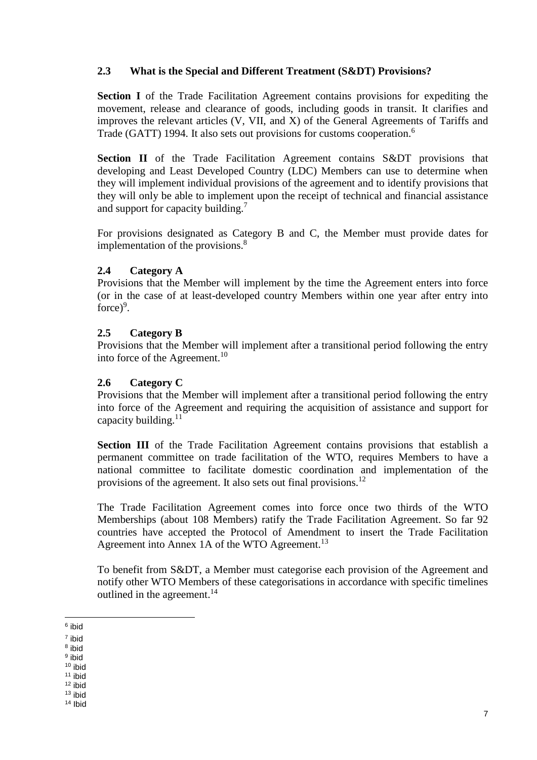### 2.3 What is the Special and Different Treatment (S&DT) Provisions?

**Section I** of the Trade Facilitation Agreement contains provisions for expediting the movement, release and clearance of goods, including goods in transit. It clarifies and improves the relevant articles (V, VII, and X) of the General Agreements of Tariffs and Trade (GATT) 1994. It also sets out provisions for customs cooperation.[6]

**Section II** of the Trade Facilitation Agreement contains S&DT provisions that developing and Least Developed Country (LDC) Members can use to determine when they will implement individual provisions of the agreement and to identify provisions that they will only be able to implement upon the receipt of technical and financial assistance and support for capacity building.[7]

For provisions designated as Category B and C, the Member must provide dates for implementation of the provisions.[8]

### 2.4 Category A

Provisions that the Member will implement by the time the Agreement enters into force (or in the case of at least-developed country Members within one year after entry into force)[9].

### 2.5 Category B

Provisions that the Member will implement after a transitional period following the entry into force of the Agreement.[10]

### 2.6 Category C

Provisions that the Member will implement after a transitional period following the entry into force of the Agreement and requiring the acquisition of assistance and support for capacity building.[11]

**Section III** of the Trade Facilitation Agreement contains provisions that establish a permanent committee on trade facilitation of the WTO, requires Members to have a national committee to facilitate domestic coordination and implementation of the provisions of the agreement. It also sets out final provisions.[12]

The Trade Facilitation Agreement comes into force once two thirds of the WTO Memberships (about 108 Members) ratify the Trade Facilitation Agreement. So far 92 countries have accepted the Protocol of Amendment to insert the Trade Facilitation Agreement into Annex 1A of the WTO Agreement.[13]

To benefit from S&DT, a Member must categorise each provision of the Agreement and notify other WTO Members of these categorisations in accordance with specific timelines outlined in the agreement.[14]

---

[6] ibid
[7] ibid
[8] ibid
[9] ibid
[10] ibid
[11] ibid
[12] ibid
[13] ibid
[14] Ibid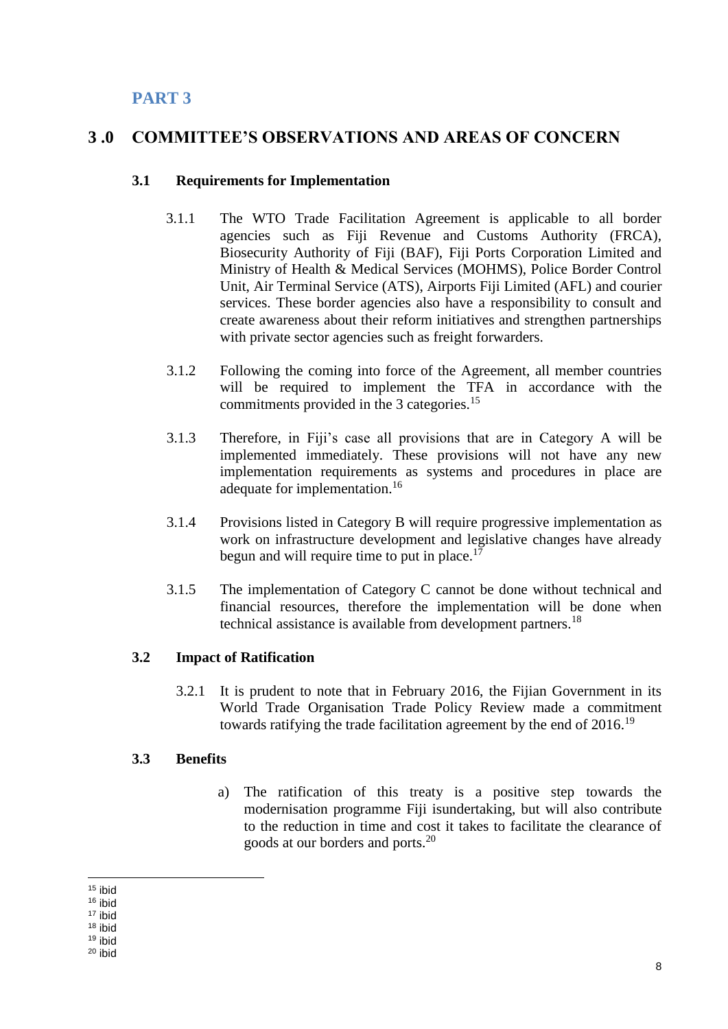## PART 3

# 3 .0 COMMITTEE'S OBSERVATIONS AND AREAS OF CONCERN

### 3.1 Requirements for Implementation

3.1.1 The WTO Trade Facilitation Agreement is applicable to all border agencies such as Fiji Revenue and Customs Authority (FRCA), Biosecurity Authority of Fiji (BAF), Fiji Ports Corporation Limited and Ministry of Health & Medical Services (MOHMS), Police Border Control Unit, Air Terminal Service (ATS), Airports Fiji Limited (AFL) and courier services. These border agencies also have a responsibility to consult and create awareness about their reform initiatives and strengthen partnerships with private sector agencies such as freight forwarders.

3.1.2 Following the coming into force of the Agreement, all member countries will be required to implement the TFA in accordance with the commitments provided in the 3 categories.[15]

3.1.3 Therefore, in Fiji's case all provisions that are in Category A will be implemented immediately. These provisions will not have any new implementation requirements as systems and procedures in place are adequate for implementation.[16]

3.1.4 Provisions listed in Category B will require progressive implementation as work on infrastructure development and legislative changes have already begun and will require time to put in place.[17]

3.1.5 The implementation of Category C cannot be done without technical and financial resources, therefore the implementation will be done when technical assistance is available from development partners.[18]

### 3.2 Impact of Ratification

3.2.1 It is prudent to note that in February 2016, the Fijian Government in its World Trade Organisation Trade Policy Review made a commitment towards ratifying the trade facilitation agreement by the end of 2016.[19]

### 3.3 Benefits

a) The ratification of this treaty is a positive step towards the modernisation programme Fiji isundertaking, but will also contribute to the reduction in time and cost it takes to facilitate the clearance of goods at our borders and ports.[20]

---

[15] ibid
[16] ibid
[17] ibid
[18] ibid
[19] ibid
[20] ibid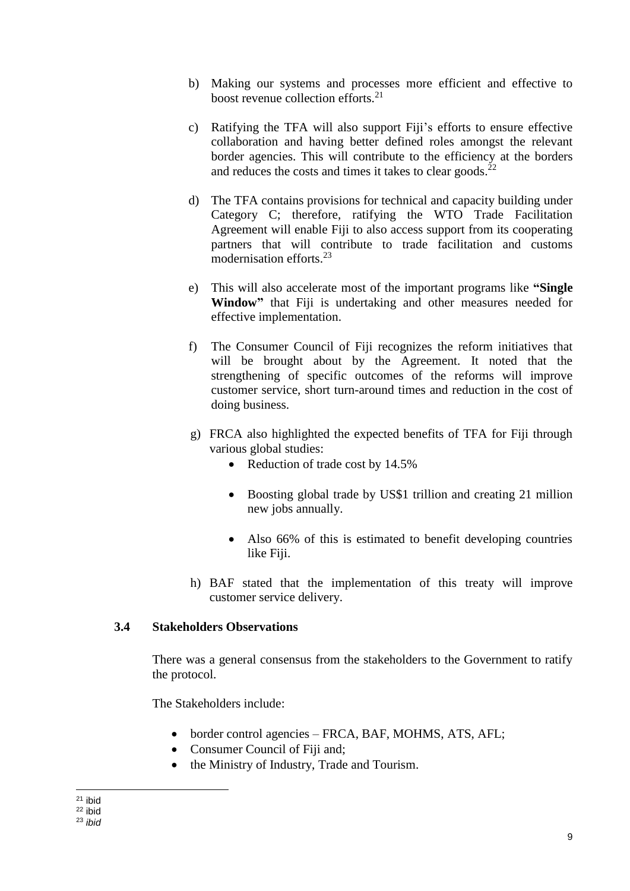b) Making our systems and processes more efficient and effective to boost revenue collection efforts.[21]

c) Ratifying the TFA will also support Fiji's efforts to ensure effective collaboration and having better defined roles amongst the relevant border agencies. This will contribute to the efficiency at the borders and reduces the costs and times it takes to clear goods.[22]

d) The TFA contains provisions for technical and capacity building under Category C; therefore, ratifying the WTO Trade Facilitation Agreement will enable Fiji to also access support from its cooperating partners that will contribute to trade facilitation and customs modernisation efforts.[23]

e) This will also accelerate most of the important programs like **"Single Window"** that Fiji is undertaking and other measures needed for effective implementation.

f) The Consumer Council of Fiji recognizes the reform initiatives that will be brought about by the Agreement. It noted that the strengthening of specific outcomes of the reforms will improve customer service, short turn-around times and reduction in the cost of doing business.

g) FRCA also highlighted the expected benefits of TFA for Fiji through various global studies:
   - Reduction of trade cost by 14.5%
   - Boosting global trade by US$1 trillion and creating 21 million new jobs annually.
   - Also 66% of this is estimated to benefit developing countries like Fiji.

h) BAF stated that the implementation of this treaty will improve customer service delivery.

### 3.4 Stakeholders Observations

There was a general consensus from the stakeholders to the Government to ratify the protocol.

The Stakeholders include:

- border control agencies – FRCA, BAF, MOHMS, ATS, AFL;
- Consumer Council of Fiji and;
- the Ministry of Industry, Trade and Tourism.

---

[21] ibid
[22] ibid
[23] *ibid*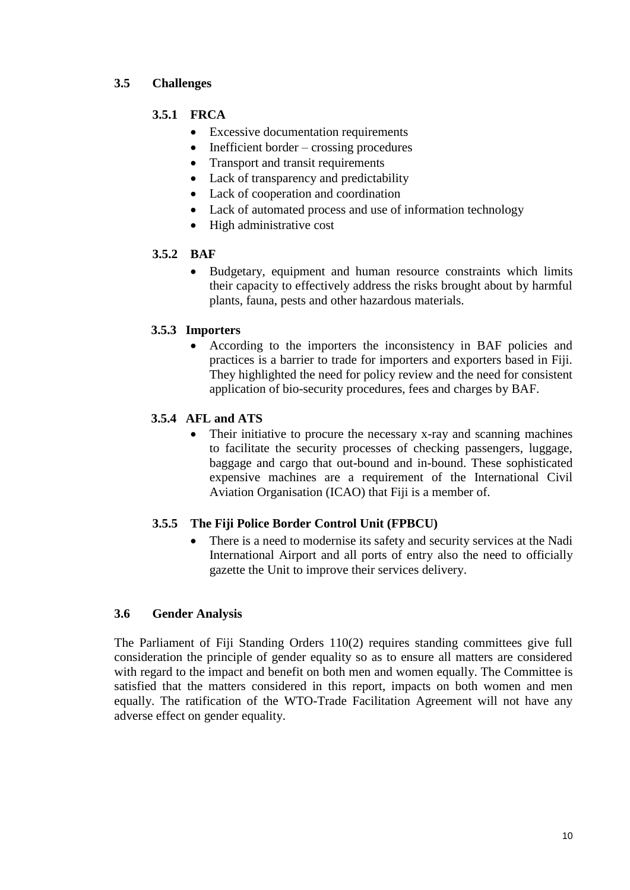## 3.5 Challenges

### 3.5.1 FRCA

- Excessive documentation requirements
- Inefficient border – crossing procedures
- Transport and transit requirements
- Lack of transparency and predictability
- Lack of cooperation and coordination
- Lack of automated process and use of information technology
- High administrative cost

### 3.5.2 BAF

- Budgetary, equipment and human resource constraints which limits their capacity to effectively address the risks brought about by harmful plants, fauna, pests and other hazardous materials.

### 3.5.3 Importers

- According to the importers the inconsistency in BAF policies and practices is a barrier to trade for importers and exporters based in Fiji. They highlighted the need for policy review and the need for consistent application of bio-security procedures, fees and charges by BAF.

### 3.5.4 AFL and ATS

- Their initiative to procure the necessary x-ray and scanning machines to facilitate the security processes of checking passengers, luggage, baggage and cargo that out-bound and in-bound. These sophisticated expensive machines are a requirement of the International Civil Aviation Organisation (ICAO) that Fiji is a member of.

### 3.5.5 The Fiji Police Border Control Unit (FPBCU)

- There is a need to modernise its safety and security services at the Nadi International Airport and all ports of entry also the need to officially gazette the Unit to improve their services delivery.

## 3.6 Gender Analysis

The Parliament of Fiji Standing Orders 110(2) requires standing committees give full consideration the principle of gender equality so as to ensure all matters are considered with regard to the impact and benefit on both men and women equally. The Committee is satisfied that the matters considered in this report, impacts on both women and men equally. The ratification of the WTO-Trade Facilitation Agreement will not have any adverse effect on gender equality.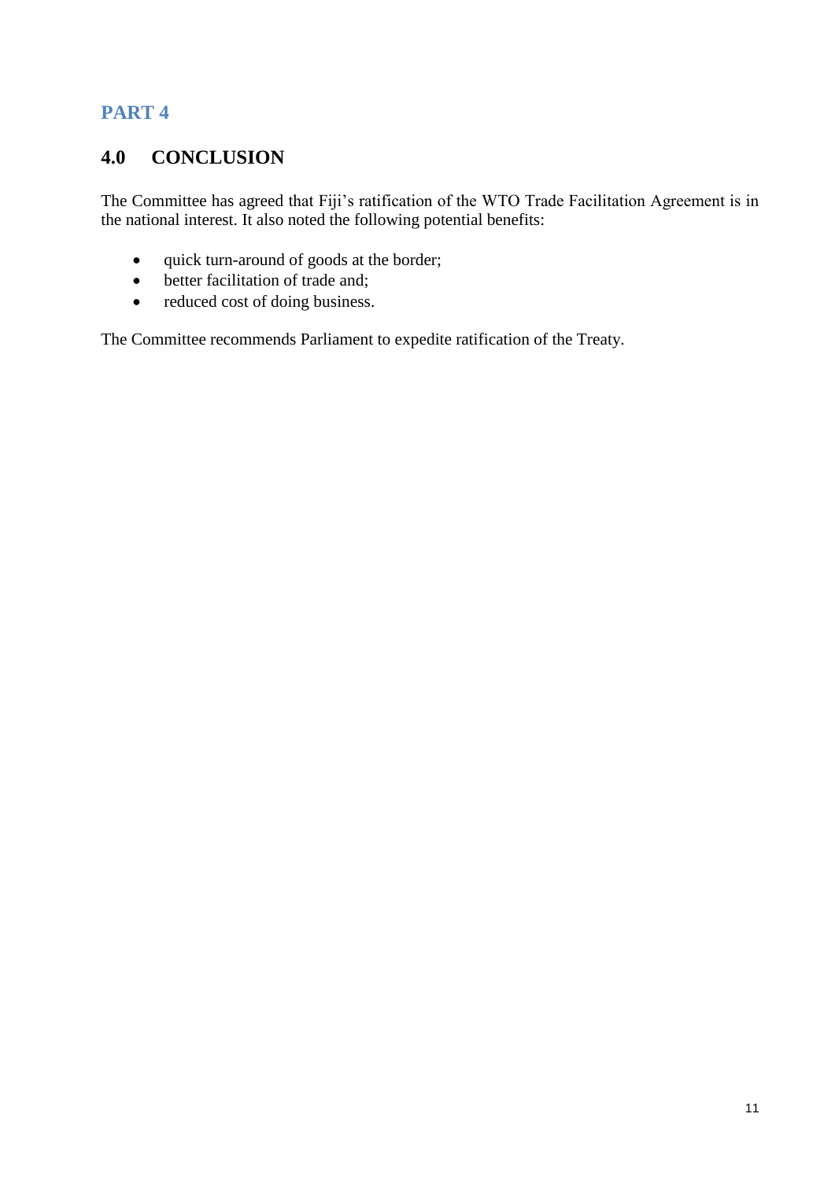# PART 4

## 4.0 CONCLUSION

The Committee has agreed that Fiji's ratification of the WTO Trade Facilitation Agreement is in the national interest. It also noted the following potential benefits:

- quick turn-around of goods at the border;
- better facilitation of trade and;
- reduced cost of doing business.

The Committee recommends Parliament to expedite ratification of the Treaty.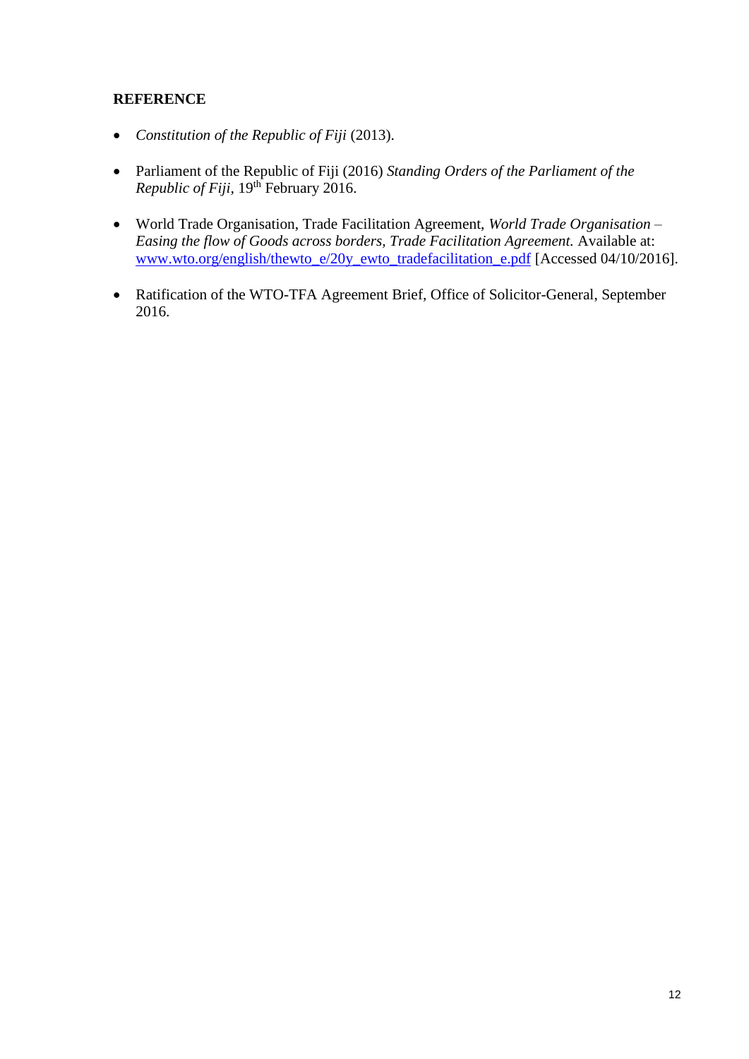**REFERENCE**

- *Constitution of the Republic of Fiji* (2013).

- Parliament of the Republic of Fiji (2016) *Standing Orders of the Parliament of the Republic of Fiji*, 19th February 2016.

- World Trade Organisation, Trade Facilitation Agreement, *World Trade Organisation – Easing the flow of Goods across borders, Trade Facilitation Agreement.* Available at: www.wto.org/english/thewto_e/20y_ewto_tradefacilitation_e.pdf [Accessed 04/10/2016].

- Ratification of the WTO-TFA Agreement Brief, Office of Solicitor-General, September 2016.